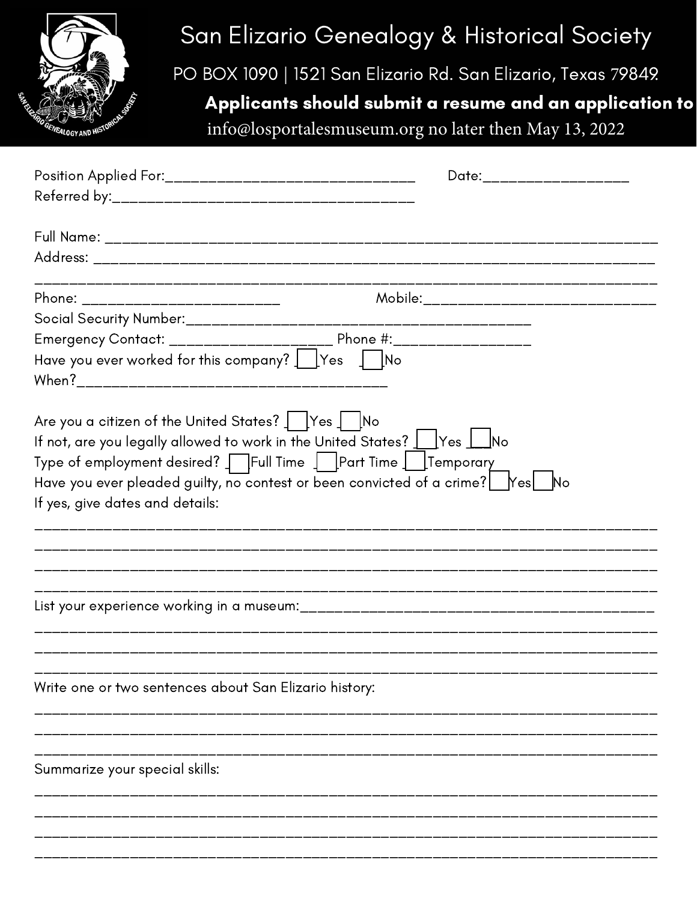# San Elizario Genealogy & Historical Society

PO BOX 1090 | 1521 San Elizario Rd. San Elizario, Texas 79849.

**Applicants should submit a resume and an application to**

info@losportalesmuseum.org no later then May 13, 2022

Position Applied For:_______________________________ Date:_________________

Referred by:_____________________________________

Full Name: ______________________________________________________________________

Address: ________________________________________________________________________

_________________________________________________________________________________

Phone: ________________________ Mobile:____________________________

Social Security Number:____________________________________________

Emergency Contact: ____________________ Phone #:_________________

Have you ever worked for this company? [ ] Yes [ ] No

When?______________________________________

Are you a citizen of the United States? [ ] Yes [ ] No

If not, are you legally allowed to work in the United States? [ ] Yes [ ] No

Type of employment desired? [ ] Full Time [ ] Part Time [ ] Temporary

Have you ever pleaded guilty, no contest or been convicted of a crime? [ ] Yes [ ] No

If yes, give dates and details:

_________________________________________________________________________________

_________________________________________________________________________________

_________________________________________________________________________________

_________________________________________________________________________________

List your experience working in a museum:__________________________________________

_________________________________________________________________________________

_________________________________________________________________________________

_________________________________________________________________________________

Write one or two sentences about San Elizario history:

_________________________________________________________________________________

_________________________________________________________________________________

_________________________________________________________________________________

Summarize your special skills:

_________________________________________________________________________________

_________________________________________________________________________________

_________________________________________________________________________________

_________________________________________________________________________________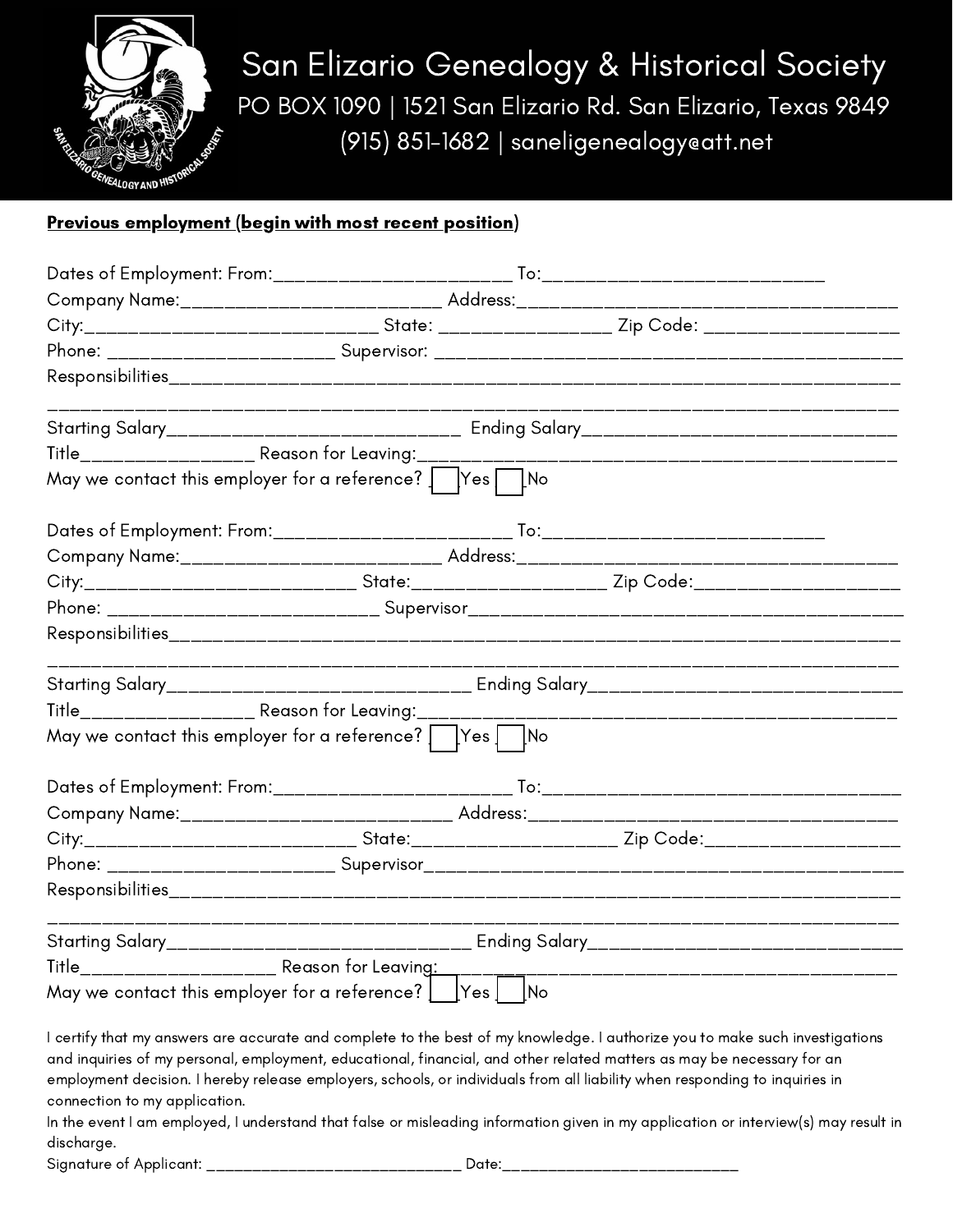San Elizario Genealogy & Historical Society
PO BOX 1090 | 1521 San Elizario Rd. San Elizario, Texas 9849
(915) 851-1682 | saneligenealogy@att.net

**Previous employment (begin with most recent position)**

Dates of Employment: From:______________________ To:__________________________
Company Name:________________________ Address:___________________________________
City:_____________________________ State: ________________ Zip Code: __________________
Phone: _____________________ Supervisor: _______________________________________
Responsibilities____________________________________________________________________
_____________________________________________________________________________
Starting Salary___________________________ Ending Salary_____________________________
Title________________ Reason for Leaving:_______________________________________________
May we contact this employer for a reference? ☐ Yes ☐ No

Dates of Employment: From:______________________ To:__________________________
Company Name:________________________ Address:___________________________________
City:_________________________ State:________________ Zip Code:___________________
Phone: _________________________ Supervisor__________________________________________
Responsibilities____________________________________________________________________
_____________________________________________________________________________
Starting Salary____________________________ Ending Salary____________________________
Title________________ Reason for Leaving:_______________________________________________
May we contact this employer for a reference? ☐ Yes ☐ No

Dates of Employment: From:______________________ To:___________________________________
Company Name:__________________________ Address:__________________________________
City:_________________________ State:__________________ Zip Code:_________________
Phone: _____________________ Supervisor_____________________________________________
Responsibilities____________________________________________________________________
_____________________________________________________________________________
Starting Salary____________________________ Ending Salary____________________________
Title__________________ Reason for Leaving:______________________________________________
May we contact this employer for a reference? ☐ Yes ☐ No

I certify that my answers are accurate and complete to the best of my knowledge. I authorize you to make such investigations and inquiries of my personal, employment, educational, financial, and other related matters as may be necessary for an employment decision. I hereby release employers, schools, or individuals from all liability when responding to inquiries in connection to my application.

In the event I am employed, I understand that false or misleading information given in my application or interview(s) may result in discharge.

Signature of Applicant: ____________________________ Date:_________________________